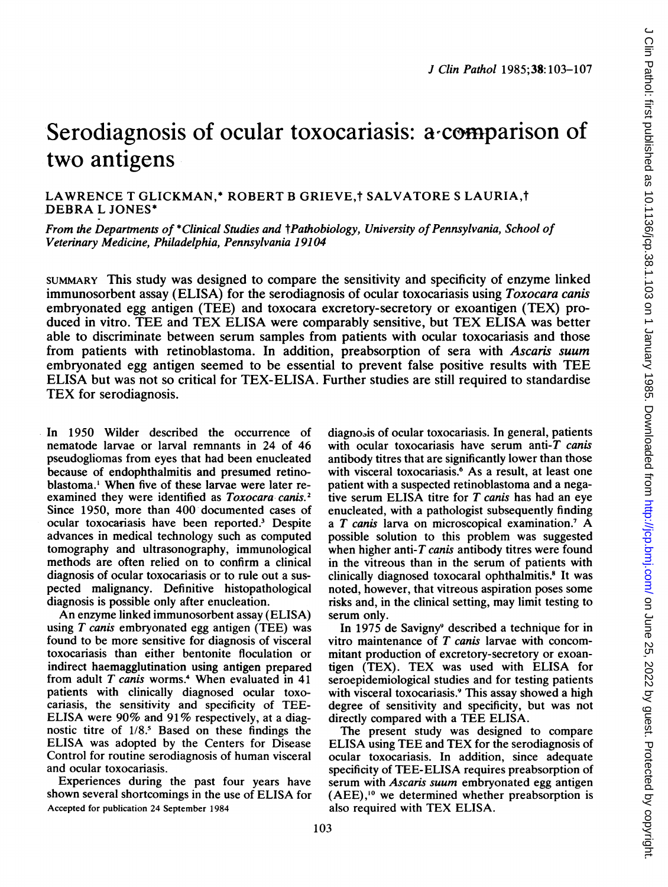# Serodiagnosis of ocular toxocariasis: a comparison of two antigens

LAWRENCE T GLICKMAN,* ROBERT B GRIEVE,† SALVATORE S LAURIA,† DEBRA L JONES*

*From the Departments of \*Clinical Studies and †Pathobiology, University of Pennsylvania, School of Veterinary Medicine, Philadelphia, Pennsylvania 19104*

SUMMARY This study was designed to compare the sensitivity and specificity of enzyme linked immunosorbent assay (ELISA) for the serodiagnosis of ocular toxocariasis using *Toxocara canis* embryonated egg antigen (TEE) and toxocara excretory-secretory or exoantigen (TEX) produced in vitro. TEE and TEX ELISA were comparably sensitive, but TEX ELISA was better able to discriminate between serum samples from patients with ocular toxocariasis and those from patients with retinoblastoma. In addition, preabsorption of sera with *Ascaris suum* embryonated egg antigen seemed to be essential to prevent false positive results with TEE ELISA but was not so critical for TEX-ELISA. Further studies are still required to standardise TEX for serodiagnosis.

In 1950 Wilder described the occurrence of nematode larvae or larval remnants in 24 of 46 pseudogliomas from eyes that had been enucleated because of endophthalmitis and presumed retinoblastoma.[1] When five of these larvae were later reexamined they were identified as *Toxocara canis.*[2] Since 1950, more than 400 documented cases of ocular toxocariasis have been reported.[3] Despite advances in medical technology such as computed tomography and ultrasonography, immunological methods are often relied on to confirm a clinical diagnosis of ocular toxocariasis or to rule out a suspected malignancy. Definitive histopathological diagnosis is possible only after enucleation.

An enzyme linked immunosorbent assay (ELISA) using *T canis* embryonated egg antigen (TEE) was found to be more sensitive for diagnosis of visceral toxocariasis than either bentonite floculation or indirect haemagglutination using antigen prepared from adult *T canis* worms.[4] When evaluated in 41 patients with clinically diagnosed ocular toxocariasis, the sensitivity and specificity of TEE-ELISA were 90% and 91% respectively, at a diagnostic titre of 1/8.[5] Based on these findings the ELISA was adopted by the Centers for Disease Control for routine serodiagnosis of human visceral and ocular toxocariasis.

Experiences during the past four years have shown several shortcomings in the use of ELISA for diagnosis of ocular toxocariasis. In general, patients with ocular toxocariasis have serum anti-*T canis* antibody titres that are significantly lower than those with visceral toxocariasis.[6] As a result, at least one patient with a suspected retinoblastoma and a negative serum ELISA titre for *T canis* has had an eye enucleated, with a pathologist subsequently finding a *T canis* larva on microscopical examination.[7] A possible solution to this problem was suggested when higher anti-*T canis* antibody titres were found in the vitreous than in the serum of patients with clinically diagnosed toxocaral ophthalmitis.[8] It was noted, however, that vitreous aspiration poses some risks and, in the clinical setting, may limit testing to serum only.

In 1975 de Savigny[9] described a technique for in vitro maintenance of *T canis* larvae with concommitant production of excretory-secretory or exoantigen (TEX). TEX was used with ELISA for seroepidemiological studies and for testing patients with visceral toxocariasis.[9] This assay showed a high degree of sensitivity and specificity, but was not directly compared with a TEE ELISA.

The present study was designed to compare ELISA using TEE and TEX for the serodiagnosis of ocular toxocariasis. In addition, since adequate specificity of TEE-ELISA requires preabsorption of serum with *Ascaris suum* embryonated egg antigen (AEE),[10] we determined whether preabsorption is also required with TEX ELISA.

Accepted for publication 24 September 1984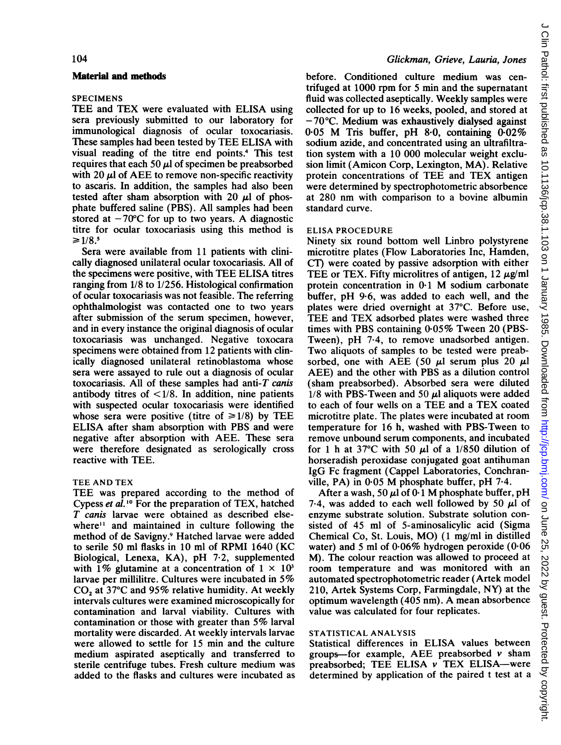## Material and methods

### SPECIMENS

TEE and TEX were evaluated with ELISA using sera previously submitted to our laboratory for immunological diagnosis of ocular toxocariasis. These samples had been tested by TEE ELISA with visual reading of the titre end points.[4] This test requires that each 50 μl of specimen be preabsorbed with 20 μl of AEE to remove non-specific reactivity to ascaris. In addition, the samples had also been tested after sham absorption with 20 μl of phosphate buffered saline (PBS). All samples had been stored at −70°C for up to two years. A diagnostic titre for ocular toxocariasis using this method is ≥1/8.[5]

Sera were available from 11 patients with clinically diagnosed unilateral ocular toxocariasis. All of the specimens were positive, with TEE ELISA titres ranging from 1/8 to 1/256. Histological confirmation of ocular toxocariasis was not feasible. The referring ophthalmologist was contacted one to two years after submission of the serum specimen, however, and in every instance the original diagnosis of ocular toxocariasis was unchanged. Negative toxocara specimens were obtained from 12 patients with clinically diagnosed unilateral retinoblastoma whose sera were assayed to rule out a diagnosis of ocular toxocariasis. All of these samples had anti-*T canis* antibody titres of <1/8. In addition, nine patients with suspected ocular toxocariasis were identified whose sera were positive (titre of ≥1/8) by TEE ELISA after sham absorption with PBS and were negative after absorption with AEE. These sera were therefore designated as serologically cross reactive with TEE.

### TEE AND TEX

TEE was prepared according to the method of Cypess *et al.*[10] For the preparation of TEX, hatched *T canis* larvae were obtained as described elsewhere[11] and maintained in culture following the method of de Savigny.[9] Hatched larvae were added to serile 50 ml flasks in 10 ml of RPMI 1640 (KC Biological, Lenexa, KA), pH 7·2, supplemented with 1% glutamine at a concentration of $1 \times 10^3$ larvae per millilitre. Cultures were incubated in 5% $CO_2$ at 37°C and 95% relative humidity. At weekly intervals cultures were examined microscopically for contamination and larval viability. Cultures with contamination or those with greater than 5% larval mortality were discarded. At weekly intervals larvae were allowed to settle for 15 min and the culture medium aspirated aseptically and transferred to sterile centrifuge tubes. Fresh culture medium was added to the flasks and cultures were incubated as before. Conditioned culture medium was centrifuged at 1000 rpm for 5 min and the supernatant fluid was collected aseptically. Weekly samples were collected for up to 16 weeks, pooled, and stored at −70°C. Medium was exhaustively dialysed against 0·05 M Tris buffer, pH 8·0, containing 0·02% sodium azide, and concentrated using an ultrafiltration system with a 10 000 molecular weight exclusion limit (Amicon Corp, Lexington, MA). Relative protein concentrations of TEE and TEX antigen were determined by spectrophotometric absorbence at 280 nm with comparison to a bovine albumin standard curve.

### ELISA PROCEDURE

Ninety six round bottom well Linbro polystyrene microtitre plates (Flow Laboratories Inc, Hamden, CT) were coated by passive adsorption with either TEE or TEX. Fifty microlitres of antigen, 12 μg/ml protein concentration in 0·1 M sodium carbonate buffer, pH 9·6, was added to each well, and the plates were dried overnight at 37°C. Before use, TEE and TEX adsorbed plates were washed three times with PBS containing 0·05% Tween 20 (PBS-Tween), pH 7·4, to remove unadsorbed antigen. Two aliquots of samples to be tested were preabsorbed, one with AEE (50 μl serum plus 20 μl AEE) and the other with PBS as a dilution control (sham preabsorbed). Absorbed sera were diluted 1/8 with PBS-Tween and 50 μl aliquots were added to each of four wells on a TEE and a TEX coated microtitre plate. The plates were incubated at room temperature for 16 h, washed with PBS-Tween to remove unbound serum components, and incubated for 1 h at 37°C with 50 μl of a 1/850 dilution of horseradish peroxidase conjugated goat antihuman IgG Fc fragment (Cappel Laboratories, Conchranville, PA) in 0·05 M phosphate buffer, pH 7·4.

After a wash, 50 μl of 0·1 M phosphate buffer, pH 7·4, was added to each well followed by 50 μl of enzyme substrate solution. Substrate solution consisted of 45 ml of 5-aminosalicylic acid (Sigma Chemical Co, St. Louis, MO) (1 mg/ml in distilled water) and 5 ml of 0·06% hydrogen peroxide (0·06 M). The colour reaction was allowed to proceed at room temperature and was monitored with an automated spectrophotometric reader (Artek model 210, Artek Systems Corp, Farmingdale, NY) at the optimum wavelength (405 nm). A mean absorbence value was calculated for four replicates.

### STATISTICAL ANALYSIS

Statistical differences in ELISA values between groups—for example, AEE preabsorbed *v* sham preabsorbed; TEE ELISA *v* TEX ELISA—were determined by application of the paired t test at a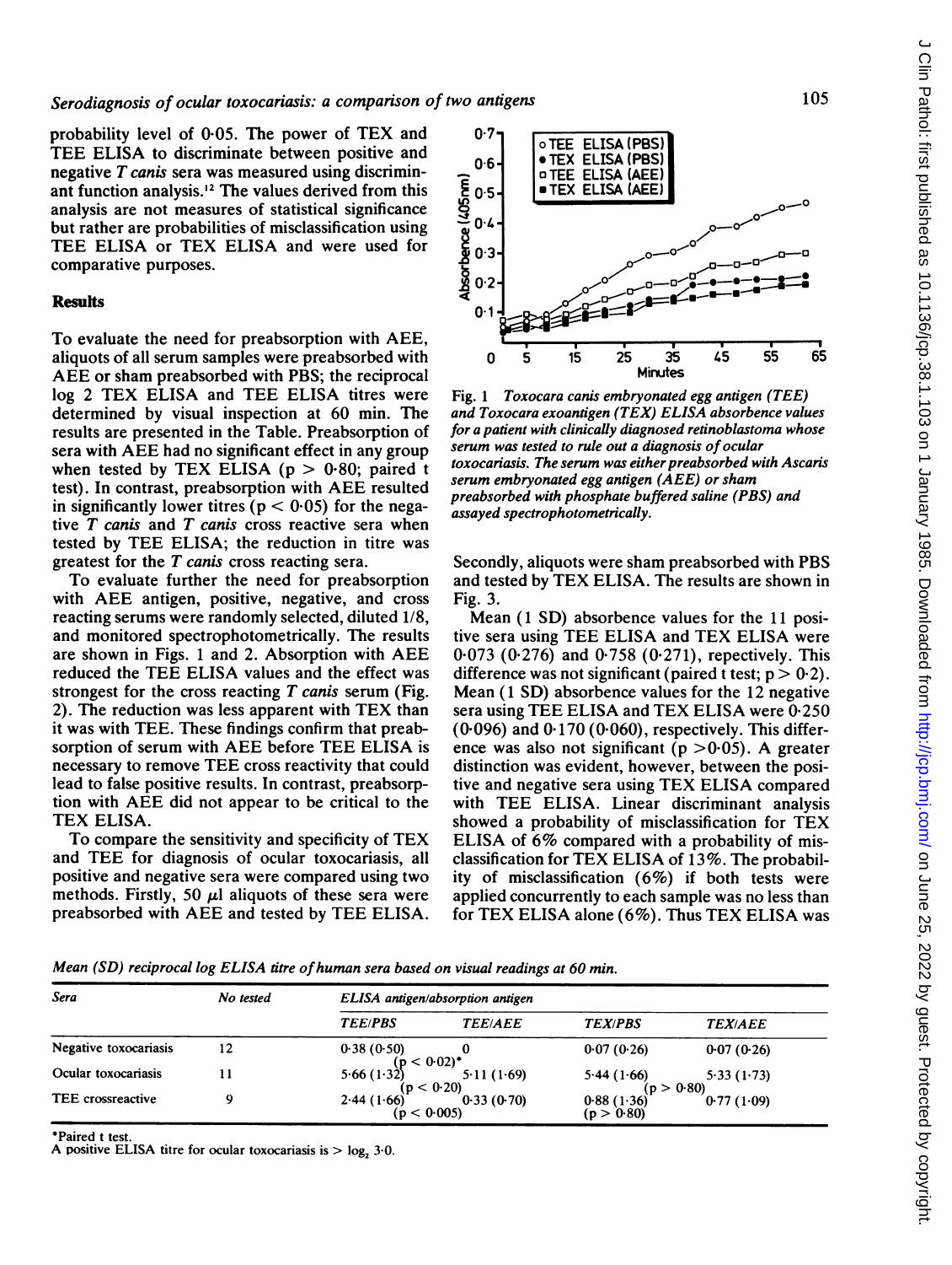probability level of 0·05. The power of TEX and TEE ELISA to discriminate between positive and negative *T canis* sera was measured using discriminant function analysis.[12] The values derived from this analysis are not measures of statistical significance but rather are probabilities of misclassification using TEE ELISA or TEX ELISA and were used for comparative purposes.

## Results

To evaluate the need for preabsorption with AEE, aliquots of all serum samples were preabsorbed with AEE or sham preabsorbed with PBS; the reciprocal log 2 TEX ELISA and TEE ELISA titres were determined by visual inspection at 60 min. The results are presented in the Table. Preabsorption of sera with AEE had no significant effect in any group when tested by TEX ELISA ($p > 0·80$; paired t test). In contrast, preabsorption with AEE resulted in significantly lower titres ($p < 0·05$) for the negative *T canis* and *T canis* cross reactive sera when tested by TEE ELISA; the reduction in titre was greatest for the *T canis* cross reacting sera.

To evaluate further the need for preabsorption with AEE antigen, positive, negative, and cross reacting serums were randomly selected, diluted 1/8, and monitored spectrophotometrically. The results are shown in Figs. 1 and 2. Absorption with AEE reduced the TEE ELISA values and the effect was strongest for the cross reacting *T canis* serum (Fig. 2). The reduction was less apparent with TEX than it was with TEE. These findings confirm that preabsorption of serum with AEE before TEE ELISA is necessary to remove TEE cross reactivity that could lead to false positive results. In contrast, preabsorption with AEE did not appear to be critical to the TEX ELISA.

To compare the sensitivity and specificity of TEX and TEE for diagnosis of ocular toxocariasis, all positive and negative sera were compared using two methods. Firstly, 50 µl aliquots of these sera were preabsorbed with AEE and tested by TEE ELISA.

*Fig. 1 Toxocara canis embryonated egg antigen (TEE) and Toxocara exoantigen (TEX) ELISA absorbence values for a patient with clinically diagnosed retinoblastoma whose serum was tested to rule out a diagnosis of ocular toxocariasis. The serum was either preabsorbed with Ascaris serum embryonated egg antigen (AEE) or sham preabsorbed with phosphate buffered saline (PBS) and assayed spectrophotometrically.*

Secondly, aliquots were sham preabsorbed with PBS and tested by TEX ELISA. The results are shown in Fig. 3.

Mean (1 SD) absorbence values for the 11 positive sera using TEE ELISA and TEX ELISA were 0·073 (0·276) and 0·758 (0·271), repectively. This difference was not significant (paired t test; $p > 0·2$). Mean (1 SD) absorbence values for the 12 negative sera using TEE ELISA and TEX ELISA were 0·250 (0·096) and 0·170 (0·060), respectively. This difference was also not significant ($p > 0·05$). A greater distinction was evident, however, between the positive and negative sera using TEX ELISA compared with TEE ELISA. Linear discriminant analysis showed a probability of misclassification for TEX ELISA of 6% compared with a probability of misclassification for TEX ELISA of 13%. The probability of misclassification (6%) if both tests were applied concurrently to each sample was no less than for TEX ELISA alone (6%). Thus TEX ELISA was

*Mean (SD) reciprocal log ELISA titre of human sera based on visual readings at 60 min.*

| Sera | No tested | ELISA antigen/absorption antigen | | | |
|---|---|---|---|---|---|
| | | *TEE/PBS* | *TEE/AEE* | *TEX/PBS* | *TEX/AEE* |
| Negative toxocariasis | 12 | 0·38 (0·50) | 0 | 0·07 (0·26) | 0·07 (0·26) |
| | | ($p < 0·02$)* | | | |
| Ocular toxocariasis | 11 | 5·66 (1·32) | 5·11 (1·69) | 5·44 (1·66) | 5·33 (1·73) |
| | | ($p < 0·20$) | | ($p > 0·80$) | |
| TEE crossreactive | 9 | 2·44 (1·66) | 0·33 (0·70) | 0·88 (1·36) | 0·77 (1·09) |
| | | ($p < 0·005$) | | ($p > 0·80$) | |

*Paired t test.
A positive ELISA titre for ocular toxocariasis is $> \log_2 3·0$.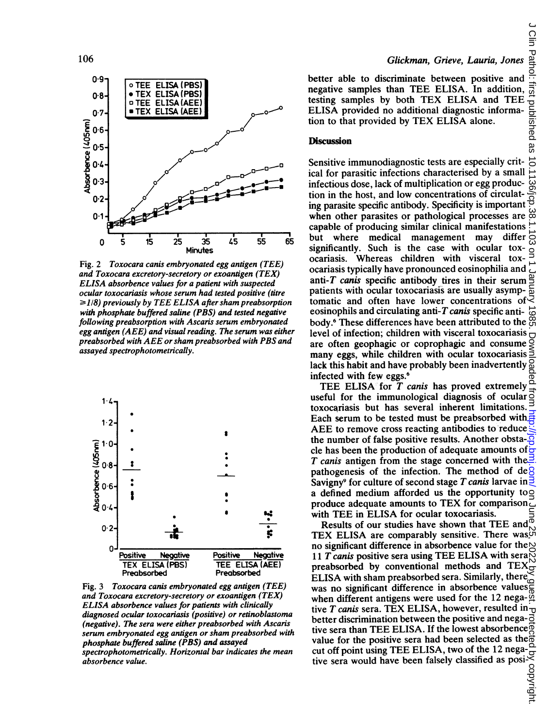Fig. 2 *Toxocara canis embryonated egg antigen (TEE) and Toxocara excretory-secretory or exoantigen (TEX) ELISA absorbence values for a patient with suspected ocular toxocariasis whose serum had tested positive (titre ≥1/8) previously by TEE ELISA after sham preabsorption with phosphate buffered saline (PBS) and tested negative following preabsorption with Ascaris serum embryonated egg antigen (AEE) and visual reading. The serum was either preabsorbed with AEE or sham preabsorbed with PBS and assayed spectrophotometrically.*

Fig. 3 *Toxocara canis embryonated egg antigen (TEE) and Toxocara excretory-secretory or exoantigen (TEX) ELISA absorbence values for patients with clinically diagnosed ocular toxocariasis (positive) or retinoblastoma (negative). The sera were either preabsorbed with Ascaris serum embryonated egg antigen or sham preabsorbed with phosphate buffered saline (PBS) and assayed spectrophotometrically. Horizontal bar indicates the mean absorbence value.*

better able to discriminate between positive and negative samples than TEE ELISA. In addition, testing samples by both TEX ELISA and TEE ELISA provided no additional diagnostic information to that provided by TEX ELISA alone.

## Discussion

Sensitive immunodiagnostic tests are especially critical for parasitic infections characterised by a small infectious dose, lack of multiplication or egg production in the host, and low concentrations of circulating parasite specific antibody. Specificity is important when other parasites or pathological processes are capable of producing similar clinical manifestations but where medical management may differ significantly. Such is the case with ocular toxocariasis. Whereas children with visceral toxocariasis typically have pronounced eosinophilia and anti-*T canis* specific antibody tires in their serum patients with ocular toxocariasis are usually asymptomatic and often have lower concentrations of eosinophils and circulating anti-*T canis* specific antibody.[6] These differences have been attributed to the level of infection; children with visceral toxocariasis are often geophagic or coprophagic and consume many eggs, while children with ocular toxocariasis lack this habit and have probably been inadvertently infected with few eggs.[6]

TEE ELISA for *T canis* has proved extremely useful for the immunological diagnosis of ocular toxocariasis but has several inherent limitations. Each serum to be tested must be preabsorbed with AEE to remove cross reacting antibodies to reduce the number of false positive results. Another obstacle has been the production of adequate amounts of *T canis* antigen from the stage concerned with the pathogenesis of the infection. The method of de Savigny[9] for culture of second stage *T canis* larvae in a defined medium afforded us the opportunity to produce adequate amounts to TEX for comparison with TEE in ELISA for ocular toxocariasis.

Results of our studies have shown that TEE and TEX ELISA are comparably sensitive. There was no significant difference in absorbence value for the 11 *T canis* positive sera using TEE ELISA with sera preabsorbed by conventional methods and TEX ELISA with sham preabsorbed sera. Similarly, there was no significant difference in absorbence values when different antigens were used for the 12 negative *T canis* sera. TEX ELISA, however, resulted in better discrimination between the positive and negative sera than TEE ELISA. If the lowest absorbence value for the positive sera had been selected as the cut off point using TEE ELISA, two of the 12 negative sera would have been falsely classified as posi-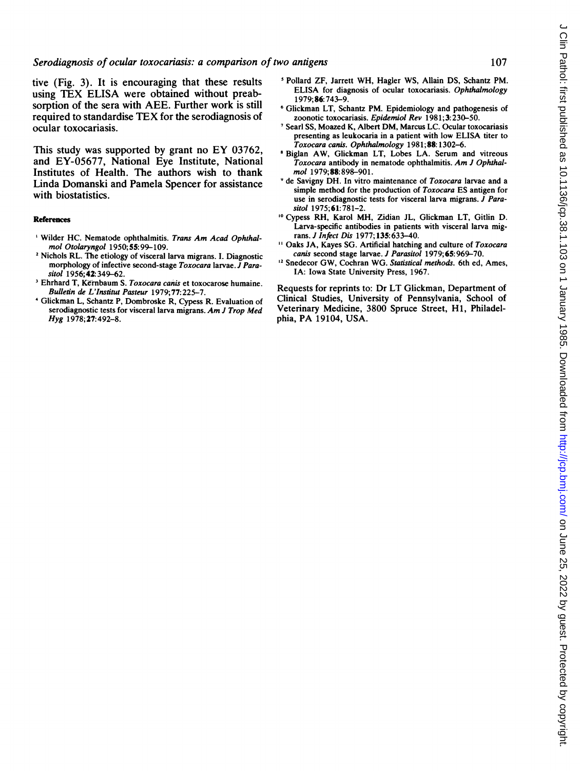tive (Fig. 3). It is encouraging that these results using TEX ELISA were obtained without preabsorption of the sera with AEE. Further work is still required to standardise TEX for the serodiagnosis of ocular toxocariasis.

This study was supported by grant no EY 03762, and EY-05677, National Eye Institute, National Institutes of Health. The authors wish to thank Linda Domanski and Pamela Spencer for assistance with biostatistics.

#### References

1. Wilder HC. Nematode ophthalmitis. *Trans Am Acad Ophthalmol Otolaryngol* 1950;**55**:99–109.
2. Nichols RL. The etiology of visceral larva migrans. I. Diagnostic morphology of infective second-stage *Toxocara* larvae. *J Parasitol* 1956;**42**:349–62.
3. Ehrhard T, Kernbaum S. *Toxocara canis* et toxocarose humaine. *Bulletin de L'Institut Pasteur* 1979;**77**:225–7.
4. Glickman L, Schantz P, Dombroske R, Cypess R. Evaluation of serodiagnostic tests for visceral larva migrans. *Am J Trop Med Hyg* 1978;**27**:492–8.
5. Pollard ZF, Jarrett WH, Hagler WS, Allain DS, Schantz PM. ELISA for diagnosis of ocular toxocariasis. *Ophthalmology* 1979;**86**:743–9.
6. Glickman LT, Schantz PM. Epidemiology and pathogenesis of zoonotic toxocariasis. *Epidemiol Rev* 1981;**3**:230–50.
7. Searl SS, Moazed K, Albert DM, Marcus LC. Ocular toxocariasis presenting as leukocaria in a patient with low ELISA titer to *Toxocara canis*. *Ophthalmology* 1981;**88**:1302–6.
8. Biglan AW, Glickman LT, Lobes LA. Serum and vitreous *Toxocara* antibody in nematode ophthalmitis. *Am J Ophthalmol* 1979;**88**:898–901.
9. de Savigny DH. In vitro maintenance of *Toxocara* larvae and a simple method for the production of *Toxocara* ES antigen for use in serodiagnostic tests for visceral larva migrans. *J Parasitol* 1975;**61**:781–2.
10. Cypess RH, Karol MH, Zidian JL, Glickman LT, Gitlin D. Larva-specific antibodies in patients with visceral larva migrans. *J Infect Dis* 1977;**135**:633–40.
11. Oaks JA, Kayes SG. Artificial hatching and culture of *Toxocara canis* second stage larvae. *J Parasitol* 1979;**65**:969–70.
12. Snedecor GW, Cochran WG. *Statistical methods*. 6th ed, Ames, IA: Iowa State University Press, 1967.

Requests for reprints to: Dr LT Glickman, Department of Clinical Studies, University of Pennsylvania, School of Veterinary Medicine, 3800 Spruce Street, H1, Philadelphia, PA 19104, USA.